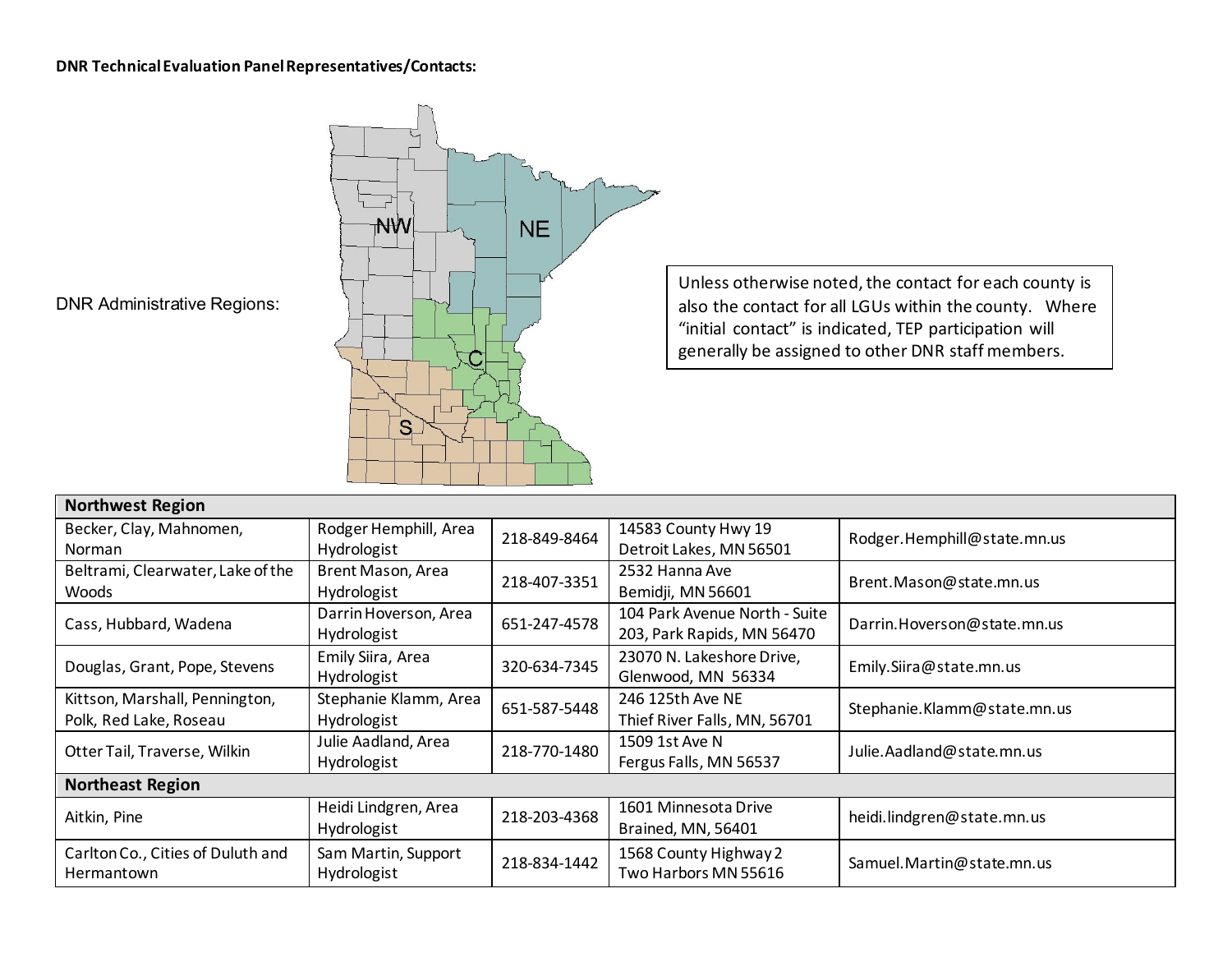**DNR Technical Evaluation Panel Representatives/Contacts:**

DNR Administrative Regions:

NW NE C S

Unless otherwise noted, the contact for each county is also the contact for all LGUs within the county. Where "initial contact" is indicated, TEP participation will generally be assigned to other DNR staff members.

| Northwest Region | | | | |
|---|---|---|---|---|
| Becker, Clay, Mahnomen, Norman | Rodger Hemphill, Area Hydrologist | 218-849-8464 | 14583 County Hwy 19 Detroit Lakes, MN 56501 | Rodger.Hemphill@state.mn.us |
| Beltrami, Clearwater, Lake of the Woods | Brent Mason, Area Hydrologist | 218-407-3351 | 2532 Hanna Ave Bemidji, MN 56601 | Brent.Mason@state.mn.us |
| Cass, Hubbard, Wadena | Darrin Hoverson, Area Hydrologist | 651-247-4578 | 104 Park Avenue North - Suite 203, Park Rapids, MN 56470 | Darrin.Hoverson@state.mn.us |
| Douglas, Grant, Pope, Stevens | Emily Siira, Area Hydrologist | 320-634-7345 | 23070 N. Lakeshore Drive, Glenwood, MN 56334 | Emily.Siira@state.mn.us |
| Kittson, Marshall, Pennington, Polk, Red Lake, Roseau | Stephanie Klamm, Area Hydrologist | 651-587-5448 | 246 125th Ave NE Thief River Falls, MN, 56701 | Stephanie.Klamm@state.mn.us |
| Otter Tail, Traverse, Wilkin | Julie Aadland, Area Hydrologist | 218-770-1480 | 1509 1st Ave N Fergus Falls, MN 56537 | Julie.Aadland@state.mn.us |
| **Northeast Region** | | | | |
| Aitkin, Pine | Heidi Lindgren, Area Hydrologist | 218-203-4368 | 1601 Minnesota Drive Brained, MN, 56401 | heidi.lindgren@state.mn.us |
| Carlton Co., Cities of Duluth and Hermantown | Sam Martin, Support Hydrologist | 218-834-1442 | 1568 County Highway 2 Two Harbors MN 55616 | Samuel.Martin@state.mn.us |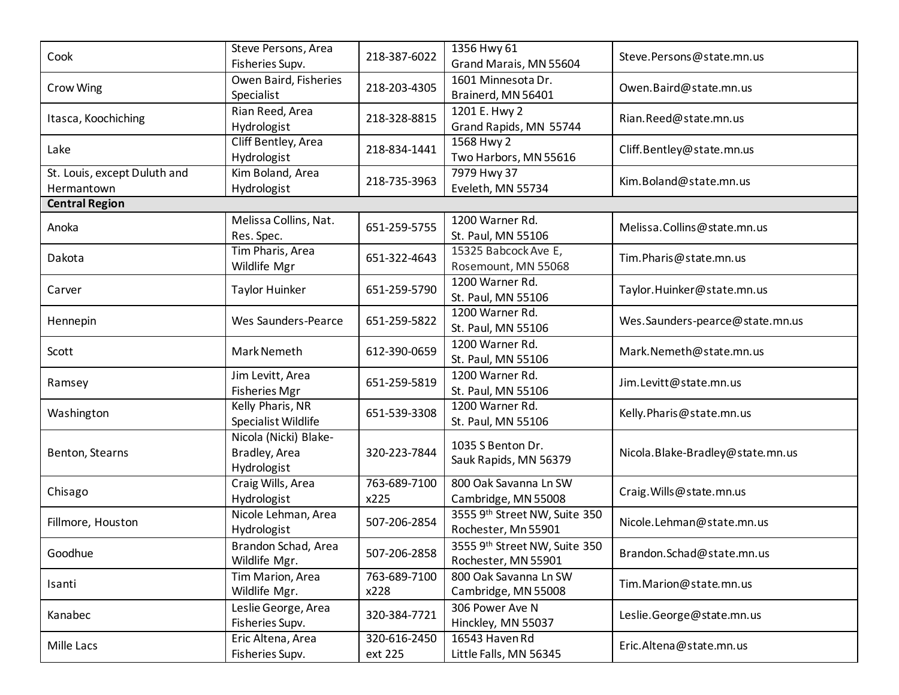| | | | | |
|---|---|---|---|---|
| Cook | Steve Persons, Area Fisheries Supv. | 218-387-6022 | 1356 Hwy 61<br>Grand Marais, MN 55604 | Steve.Persons@state.mn.us |
| Crow Wing | Owen Baird, Fisheries Specialist | 218-203-4305 | 1601 Minnesota Dr.<br>Brainerd, MN 56401 | Owen.Baird@state.mn.us |
| Itasca, Koochiching | Rian Reed, Area Hydrologist | 218-328-8815 | 1201 E. Hwy 2<br>Grand Rapids, MN 55744 | Rian.Reed@state.mn.us |
| Lake | Cliff Bentley, Area Hydrologist | 218-834-1441 | 1568 Hwy 2<br>Two Harbors, MN 55616 | Cliff.Bentley@state.mn.us |
| St. Louis, except Duluth and Hermantown | Kim Boland, Area Hydrologist | 218-735-3963 | 7979 Hwy 37<br>Eveleth, MN 55734 | Kim.Boland@state.mn.us |
| **Central Region** | | | | |
| Anoka | Melissa Collins, Nat. Res. Spec. | 651-259-5755 | 1200 Warner Rd.<br>St. Paul, MN 55106 | Melissa.Collins@state.mn.us |
| Dakota | Tim Pharis, Area Wildlife Mgr | 651-322-4643 | 15325 Babcock Ave E,<br>Rosemount, MN 55068 | Tim.Pharis@state.mn.us |
| Carver | Taylor Huinker | 651-259-5790 | 1200 Warner Rd.<br>St. Paul, MN 55106 | Taylor.Huinker@state.mn.us |
| Hennepin | Wes Saunders-Pearce | 651-259-5822 | 1200 Warner Rd.<br>St. Paul, MN 55106 | Wes.Saunders-pearce@state.mn.us |
| Scott | Mark Nemeth | 612-390-0659 | 1200 Warner Rd.<br>St. Paul, MN 55106 | Mark.Nemeth@state.mn.us |
| Ramsey | Jim Levitt, Area Fisheries Mgr | 651-259-5819 | 1200 Warner Rd.<br>St. Paul, MN 55106 | Jim.Levitt@state.mn.us |
| Washington | Kelly Pharis, NR Specialist Wildlife | 651-539-3308 | 1200 Warner Rd.<br>St. Paul, MN 55106 | Kelly.Pharis@state.mn.us |
| Benton, Stearns | Nicola (Nicki) Blake-Bradley, Area Hydrologist | 320-223-7844 | 1035 S Benton Dr.<br>Sauk Rapids, MN 56379 | Nicola.Blake-Bradley@state.mn.us |
| Chisago | Craig Wills, Area Hydrologist | 763-689-7100 x225 | 800 Oak Savanna Ln SW<br>Cambridge, MN 55008 | Craig.Wills@state.mn.us |
| Fillmore, Houston | Nicole Lehman, Area Hydrologist | 507-206-2854 | 3555 9th Street NW, Suite 350<br>Rochester, Mn 55901 | Nicole.Lehman@state.mn.us |
| Goodhue | Brandon Schad, Area Wildlife Mgr. | 507-206-2858 | 3555 9th Street NW, Suite 350<br>Rochester, MN 55901 | Brandon.Schad@state.mn.us |
| Isanti | Tim Marion, Area Wildlife Mgr. | 763-689-7100 x228 | 800 Oak Savanna Ln SW<br>Cambridge, MN 55008 | Tim.Marion@state.mn.us |
| Kanabec | Leslie George, Area Fisheries Supv. | 320-384-7721 | 306 Power Ave N<br>Hinckley, MN 55037 | Leslie.George@state.mn.us |
| Mille Lacs | Eric Altena, Area Fisheries Supv. | 320-616-2450 ext 225 | 16543 Haven Rd<br>Little Falls, MN 56345 | Eric.Altena@state.mn.us |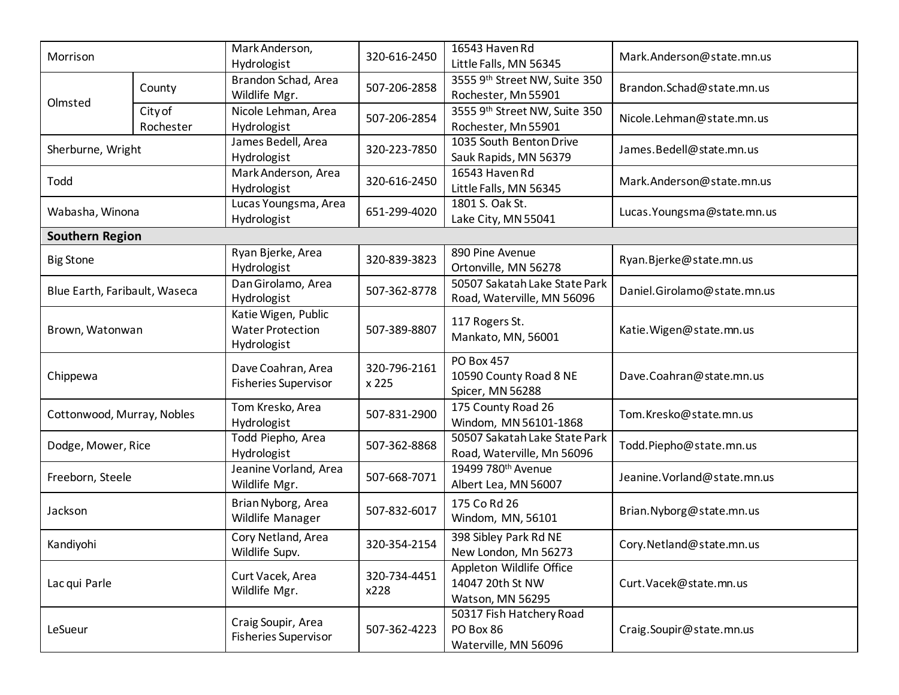| | | | | | |
|---|---|---|---|---|---|
| Morrison | | Mark Anderson, Hydrologist | 320-616-2450 | 16543 Haven Rd Little Falls, MN 56345 | Mark.Anderson@state.mn.us |
| Olmsted | County | Brandon Schad, Area Wildlife Mgr. | 507-206-2858 | 3555 9th Street NW, Suite 350 Rochester, Mn 55901 | Brandon.Schad@state.mn.us |
| | City of Rochester | Nicole Lehman, Area Hydrologist | 507-206-2854 | 3555 9th Street NW, Suite 350 Rochester, Mn 55901 | Nicole.Lehman@state.mn.us |
| Sherburne, Wright | | James Bedell, Area Hydrologist | 320-223-7850 | 1035 South Benton Drive Sauk Rapids, MN 56379 | James.Bedell@state.mn.us |
| Todd | | Mark Anderson, Area Hydrologist | 320-616-2450 | 16543 Haven Rd Little Falls, MN 56345 | Mark.Anderson@state.mn.us |
| Wabasha, Winona | | Lucas Youngsma, Area Hydrologist | 651-299-4020 | 1801 S. Oak St. Lake City, MN 55041 | Lucas.Youngsma@state.mn.us |
| **Southern Region** | | | | | |
| Big Stone | | Ryan Bjerke, Area Hydrologist | 320-839-3823 | 890 Pine Avenue Ortonville, MN 56278 | Ryan.Bjerke@state.mn.us |
| Blue Earth, Faribault, Waseca | | Dan Girolamo, Area Hydrologist | 507-362-8778 | 50507 Sakatah Lake State Park Road, Waterville, MN 56096 | Daniel.Girolamo@state.mn.us |
| Brown, Watonwan | | Katie Wigen, Public Water Protection Hydrologist | 507-389-8807 | 117 Rogers St. Mankato, MN, 56001 | Katie.Wigen@state.mn.us |
| Chippewa | | Dave Coahran, Area Fisheries Supervisor | 320-796-2161 x 225 | PO Box 457 10590 County Road 8 NE Spicer, MN 56288 | Dave.Coahran@state.mn.us |
| Cottonwood, Murray, Nobles | | Tom Kresko, Area Hydrologist | 507-831-2900 | 175 County Road 26 Windom, MN 56101-1868 | Tom.Kresko@state.mn.us |
| Dodge, Mower, Rice | | Todd Piepho, Area Hydrologist | 507-362-8868 | 50507 Sakatah Lake State Park Road, Waterville, Mn 56096 | Todd.Piepho@state.mn.us |
| Freeborn, Steele | | Jeanine Vorland, Area Wildlife Mgr. | 507-668-7071 | 19499 780th Avenue Albert Lea, MN 56007 | Jeanine.Vorland@state.mn.us |
| Jackson | | Brian Nyborg, Area Wildlife Manager | 507-832-6017 | 175 Co Rd 26 Windom, MN, 56101 | Brian.Nyborg@state.mn.us |
| Kandiyohi | | Cory Netland, Area Wildlife Supv. | 320-354-2154 | 398 Sibley Park Rd NE New London, Mn 56273 | Cory.Netland@state.mn.us |
| Lac qui Parle | | Curt Vacek, Area Wildlife Mgr. | 320-734-4451 x228 | Appleton Wildlife Office 14047 20th St NW Watson, MN 56295 | Curt.Vacek@state.mn.us |
| LeSueur | | Craig Soupir, Area Fisheries Supervisor | 507-362-4223 | 50317 Fish Hatchery Road PO Box 86 Waterville, MN 56096 | Craig.Soupir@state.mn.us |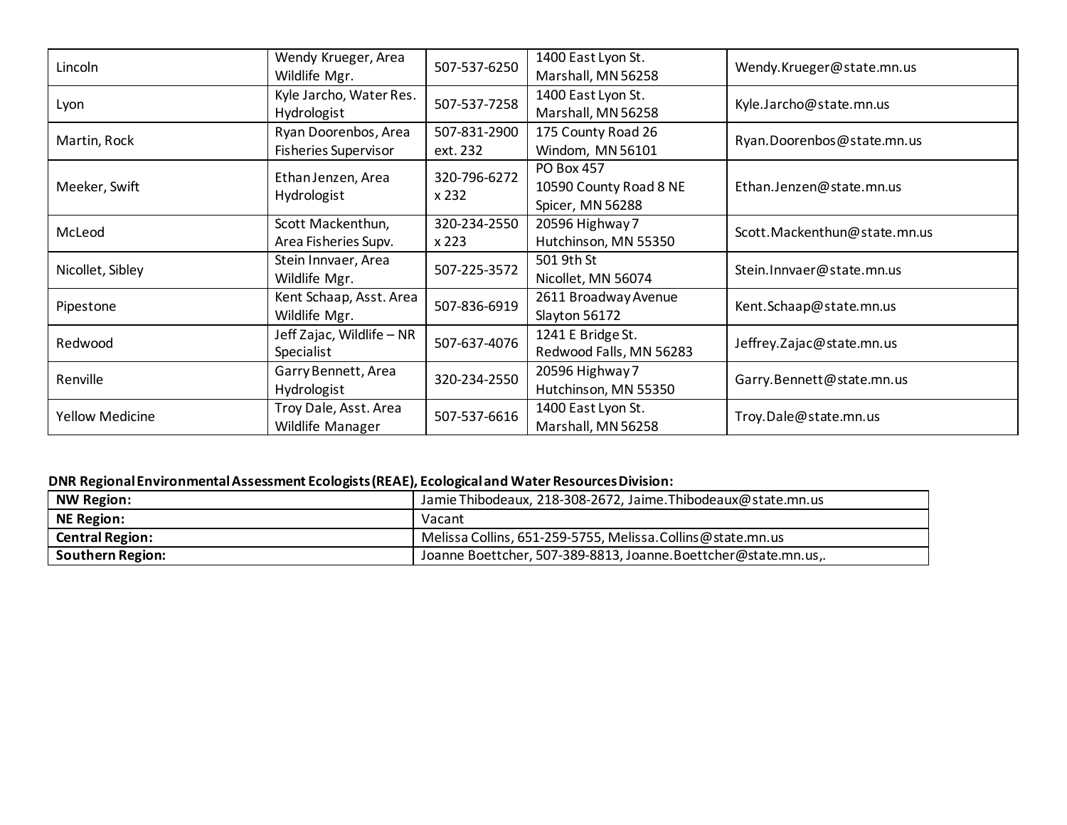| | | | | |
|---|---|---|---|---|
| Lincoln | Wendy Krueger, Area Wildlife Mgr. | 507-537-6250 | 1400 East Lyon St. Marshall, MN 56258 | Wendy.Krueger@state.mn.us |
| Lyon | Kyle Jarcho, Water Res. Hydrologist | 507-537-7258 | 1400 East Lyon St. Marshall, MN 56258 | Kyle.Jarcho@state.mn.us |
| Martin, Rock | Ryan Doorenbos, Area Fisheries Supervisor | 507-831-2900 ext. 232 | 175 County Road 26 Windom, MN 56101 | Ryan.Doorenbos@state.mn.us |
| Meeker, Swift | Ethan Jenzen, Area Hydrologist | 320-796-6272 x 232 | PO Box 457 10590 County Road 8 NE Spicer, MN 56288 | Ethan.Jenzen@state.mn.us |
| McLeod | Scott Mackenthun, Area Fisheries Supv. | 320-234-2550 x 223 | 20596 Highway 7 Hutchinson, MN 55350 | Scott.Mackenthun@state.mn.us |
| Nicollet, Sibley | Stein Innvaer, Area Wildlife Mgr. | 507-225-3572 | 501 9th St Nicollet, MN 56074 | Stein.Innvaer@state.mn.us |
| Pipestone | Kent Schaap, Asst. Area Wildlife Mgr. | 507-836-6919 | 2611 Broadway Avenue Slayton 56172 | Kent.Schaap@state.mn.us |
| Redwood | Jeff Zajac, Wildlife – NR Specialist | 507-637-4076 | 1241 E Bridge St. Redwood Falls, MN 56283 | Jeffrey.Zajac@state.mn.us |
| Renville | Garry Bennett, Area Hydrologist | 320-234-2550 | 20596 Highway 7 Hutchinson, MN 55350 | Garry.Bennett@state.mn.us |
| Yellow Medicine | Troy Dale, Asst. Area Wildlife Manager | 507-537-6616 | 1400 East Lyon St. Marshall, MN 56258 | Troy.Dale@state.mn.us |

**DNR Regional Environmental Assessment Ecologists (REAE), Ecological and Water Resources Division:**

| | |
|---|---|
| **NW Region:** | Jamie Thibodeaux, 218-308-2672, Jaime.Thibodeaux@state.mn.us |
| **NE Region:** | Vacant |
| **Central Region:** | Melissa Collins, 651-259-5755, Melissa.Collins@state.mn.us |
| **Southern Region:** | Joanne Boettcher, 507-389-8813, Joanne.Boettcher@state.mn.us,. |